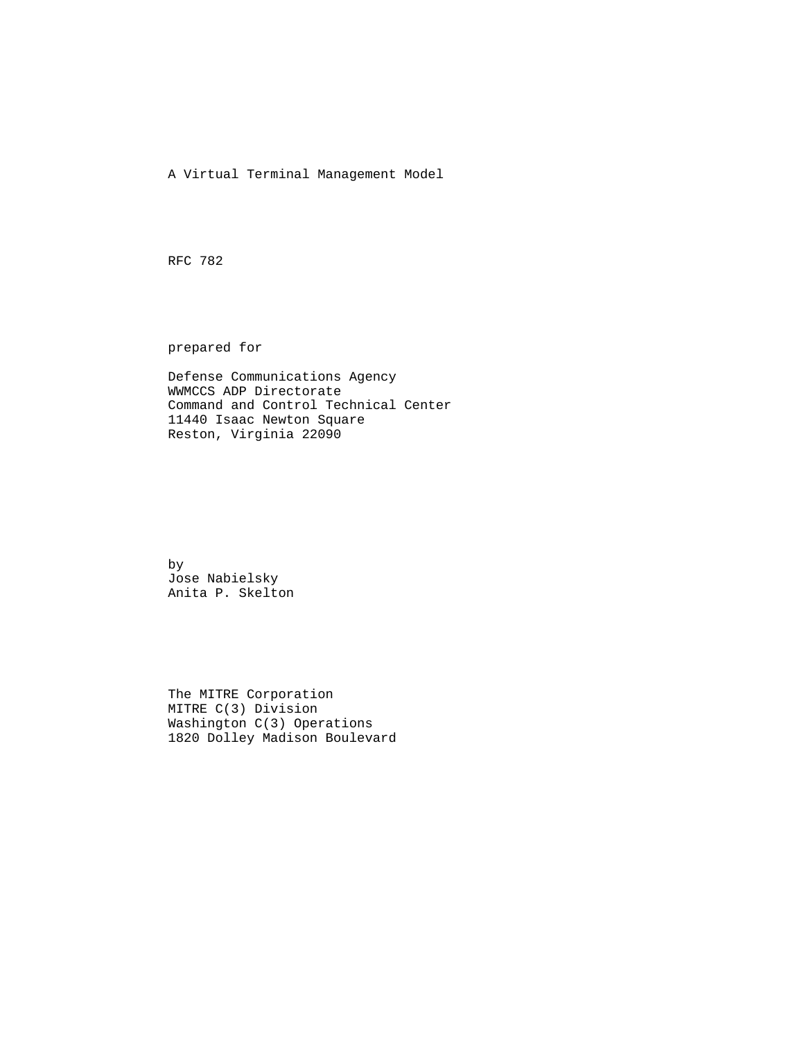# A Virtual Terminal Management Model

RFC 782

prepared for

Defense Communications Agency
WWMCCS ADP Directorate
Command and Control Technical Center
11440 Isaac Newton Square
Reston, Virginia 22090

by
Jose Nabielsky
Anita P. Skelton

The MITRE Corporation
MITRE C(3) Division
Washington C(3) Operations
1820 Dolley Madison Boulevard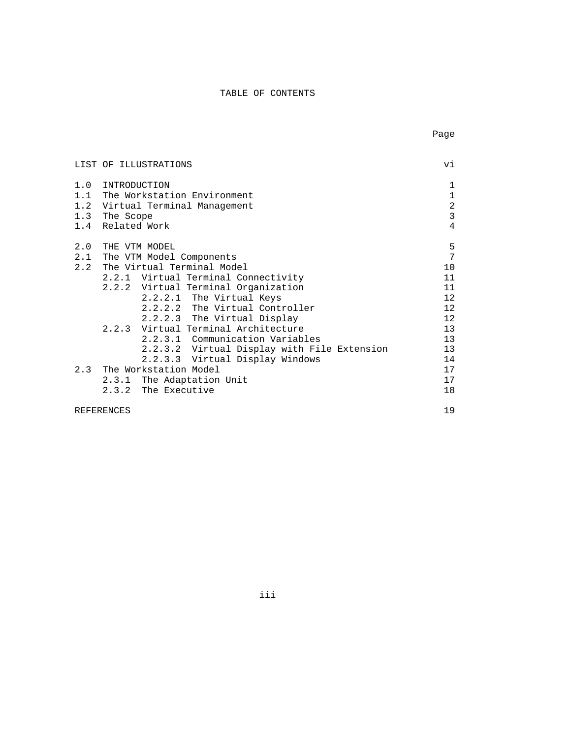# TABLE OF CONTENTS

| | | Page |
|---|---|---|
| LIST OF ILLUSTRATIONS | | vi |
| 1.0 | INTRODUCTION | 1 |
| 1.1 | The Workstation Environment | 1 |
| 1.2 | Virtual Terminal Management | 2 |
| 1.3 | The Scope | 3 |
| 1.4 | Related Work | 4 |
| 2.0 | THE VTM MODEL | 5 |
| 2.1 | The VTM Model Components | 7 |
| 2.2 | The Virtual Terminal Model | 10 |
| | 2.2.1 Virtual Terminal Connectivity | 11 |
| | 2.2.2 Virtual Terminal Organization | 11 |
| | 2.2.2.1 The Virtual Keys | 12 |
| | 2.2.2.2 The Virtual Controller | 12 |
| | 2.2.2.3 The Virtual Display | 12 |
| | 2.2.3 Virtual Terminal Architecture | 13 |
| | 2.2.3.1 Communication Variables | 13 |
| | 2.2.3.2 Virtual Display with File Extension | 13 |
| | 2.2.3.3 Virtual Display Windows | 14 |
| 2.3 | The Workstation Model | 17 |
| | 2.3.1 The Adaptation Unit | 17 |
| | 2.3.2 The Executive | 18 |
| REFERENCES | | 19 |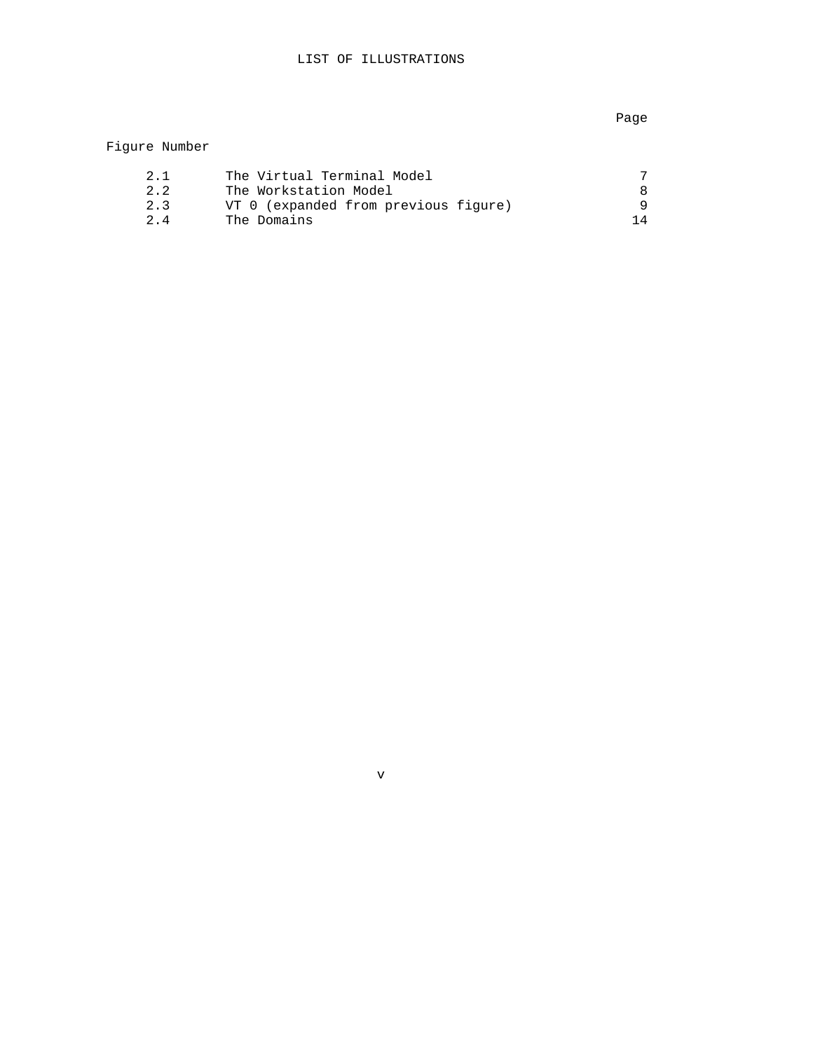# LIST OF ILLUSTRATIONS

| Figure Number | | Page |
|---|---|---|
| 2.1 | The Virtual Terminal Model | 7 |
| 2.2 | The Workstation Model | 8 |
| 2.3 | VT 0 (expanded from previous figure) | 9 |
| 2.4 | The Domains | 14 |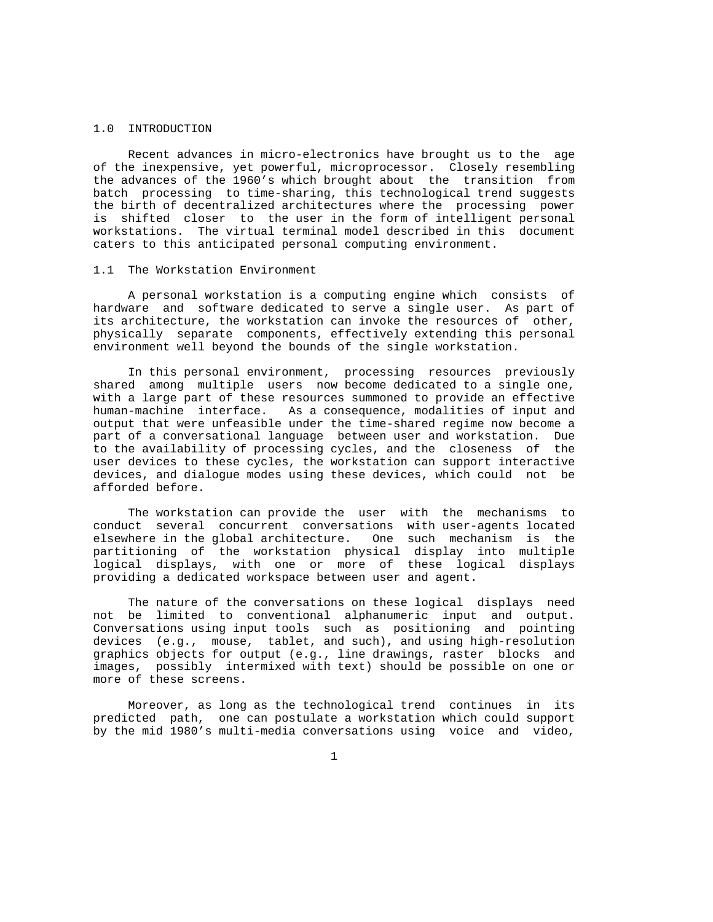# 1.0 INTRODUCTION

Recent advances in micro-electronics have brought us to the age of the inexpensive, yet powerful, microprocessor. Closely resembling the advances of the 1960's which brought about the transition from batch processing to time-sharing, this technological trend suggests the birth of decentralized architectures where the processing power is shifted closer to the user in the form of intelligent personal workstations. The virtual terminal model described in this document caters to this anticipated personal computing environment.

## 1.1 The Workstation Environment

A personal workstation is a computing engine which consists of hardware and software dedicated to serve a single user. As part of its architecture, the workstation can invoke the resources of other, physically separate components, effectively extending this personal environment well beyond the bounds of the single workstation.

In this personal environment, processing resources previously shared among multiple users now become dedicated to a single one, with a large part of these resources summoned to provide an effective human-machine interface. As a consequence, modalities of input and output that were unfeasible under the time-shared regime now become a part of a conversational language between user and workstation. Due to the availability of processing cycles, and the closeness of the user devices to these cycles, the workstation can support interactive devices, and dialogue modes using these devices, which could not be afforded before.

The workstation can provide the user with the mechanisms to conduct several concurrent conversations with user-agents located elsewhere in the global architecture. One such mechanism is the partitioning of the workstation physical display into multiple logical displays, with one or more of these logical displays providing a dedicated workspace between user and agent.

The nature of the conversations on these logical displays need not be limited to conventional alphanumeric input and output. Conversations using input tools such as positioning and pointing devices (e.g., mouse, tablet, and such), and using high-resolution graphics objects for output (e.g., line drawings, raster blocks and images, possibly intermixed with text) should be possible on one or more of these screens.

Moreover, as long as the technological trend continues in its predicted path, one can postulate a workstation which could support by the mid 1980's multi-media conversations using voice and video,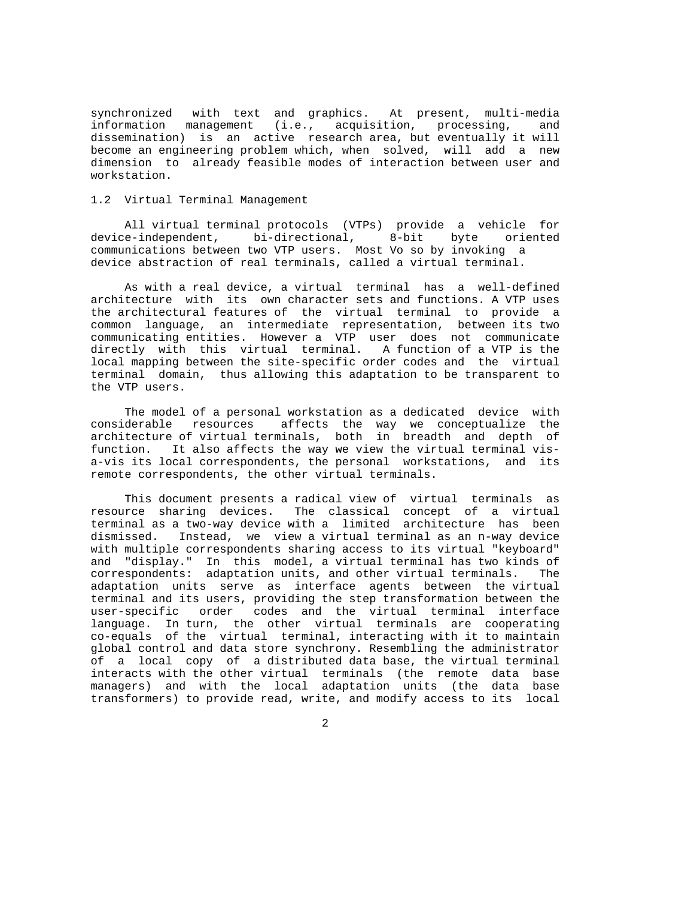synchronized with text and graphics. At present, multi-media information management (i.e., acquisition, processing, and dissemination) is an active research area, but eventually it will become an engineering problem which, when solved, will add a new dimension to already feasible modes of interaction between user and workstation.

## 1.2 Virtual Terminal Management

All virtual terminal protocols (VTPs) provide a vehicle for device-independent, bi-directional, 8-bit byte oriented communications between two VTP users. Most Vo so by invoking a device abstraction of real terminals, called a virtual terminal.

As with a real device, a virtual terminal has a well-defined architecture with its own character sets and functions. A VTP uses the architectural features of the virtual terminal to provide a common language, an intermediate representation, between its two communicating entities. However a VTP user does not communicate directly with this virtual terminal. A function of a VTP is the local mapping between the site-specific order codes and the virtual terminal domain, thus allowing this adaptation to be transparent to the VTP users.

The model of a personal workstation as a dedicated device with considerable resources affects the way we conceptualize the architecture of virtual terminals, both in breadth and depth of function. It also affects the way we view the virtual terminal vis-a-vis its local correspondents, the personal workstations, and its remote correspondents, the other virtual terminals.

This document presents a radical view of virtual terminals as resource sharing devices. The classical concept of a virtual terminal as a two-way device with a limited architecture has been dismissed. Instead, we view a virtual terminal as an n-way device with multiple correspondents sharing access to its virtual "keyboard" and "display." In this model, a virtual terminal has two kinds of correspondents: adaptation units, and other virtual terminals. The adaptation units serve as interface agents between the virtual terminal and its users, providing the step transformation between the user-specific order codes and the virtual terminal interface language. In turn, the other virtual terminals are cooperating co-equals of the virtual terminal, interacting with it to maintain global control and data store synchrony. Resembling the administrator of a local copy of a distributed data base, the virtual terminal interacts with the other virtual terminals (the remote data base managers) and with the local adaptation units (the data base transformers) to provide read, write, and modify access to its local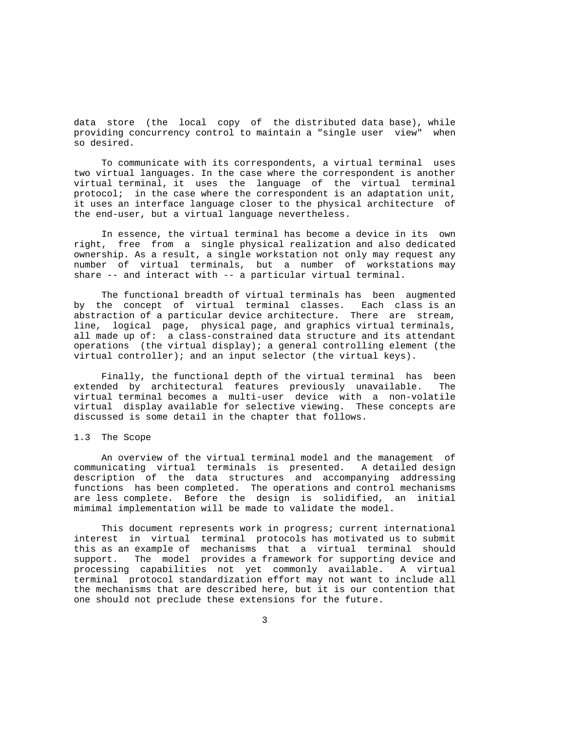data store (the local copy of the distributed data base), while providing concurrency control to maintain a "single user view" when so desired.

To communicate with its correspondents, a virtual terminal uses two virtual languages. In the case where the correspondent is another virtual terminal, it uses the language of the virtual terminal protocol; in the case where the correspondent is an adaptation unit, it uses an interface language closer to the physical architecture of the end-user, but a virtual language nevertheless.

In essence, the virtual terminal has become a device in its own right, free from a single physical realization and also dedicated ownership. As a result, a single workstation not only may request any number of virtual terminals, but a number of workstations may share -- and interact with -- a particular virtual terminal.

The functional breadth of virtual terminals has been augmented by the concept of virtual terminal classes. Each class is an abstraction of a particular device architecture. There are stream, line, logical page, physical page, and graphics virtual terminals, all made up of: a class-constrained data structure and its attendant operations (the virtual display); a general controlling element (the virtual controller); and an input selector (the virtual keys).

Finally, the functional depth of the virtual terminal has been extended by architectural features previously unavailable. The virtual terminal becomes a multi-user device with a non-volatile virtual display available for selective viewing. These concepts are discussed is some detail in the chapter that follows.

## 1.3 The Scope

An overview of the virtual terminal model and the management of communicating virtual terminals is presented. A detailed design description of the data structures and accompanying addressing functions has been completed. The operations and control mechanisms are less complete. Before the design is solidified, an initial mimimal implementation will be made to validate the model.

This document represents work in progress; current international interest in virtual terminal protocols has motivated us to submit this as an example of mechanisms that a virtual terminal should support. The model provides a framework for supporting device and processing capabilities not yet commonly available. A virtual terminal protocol standardization effort may not want to include all the mechanisms that are described here, but it is our contention that one should not preclude these extensions for the future.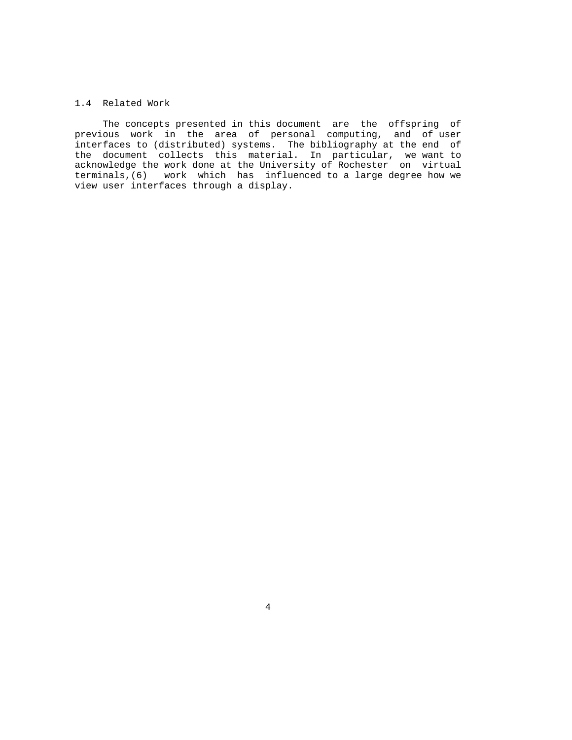## 1.4 Related Work

The concepts presented in this document are the offspring of previous work in the area of personal computing, and of user interfaces to (distributed) systems. The bibliography at the end of the document collects this material. In particular, we want to acknowledge the work done at the University of Rochester on virtual terminals,(6) work which has influenced to a large degree how we view user interfaces through a display.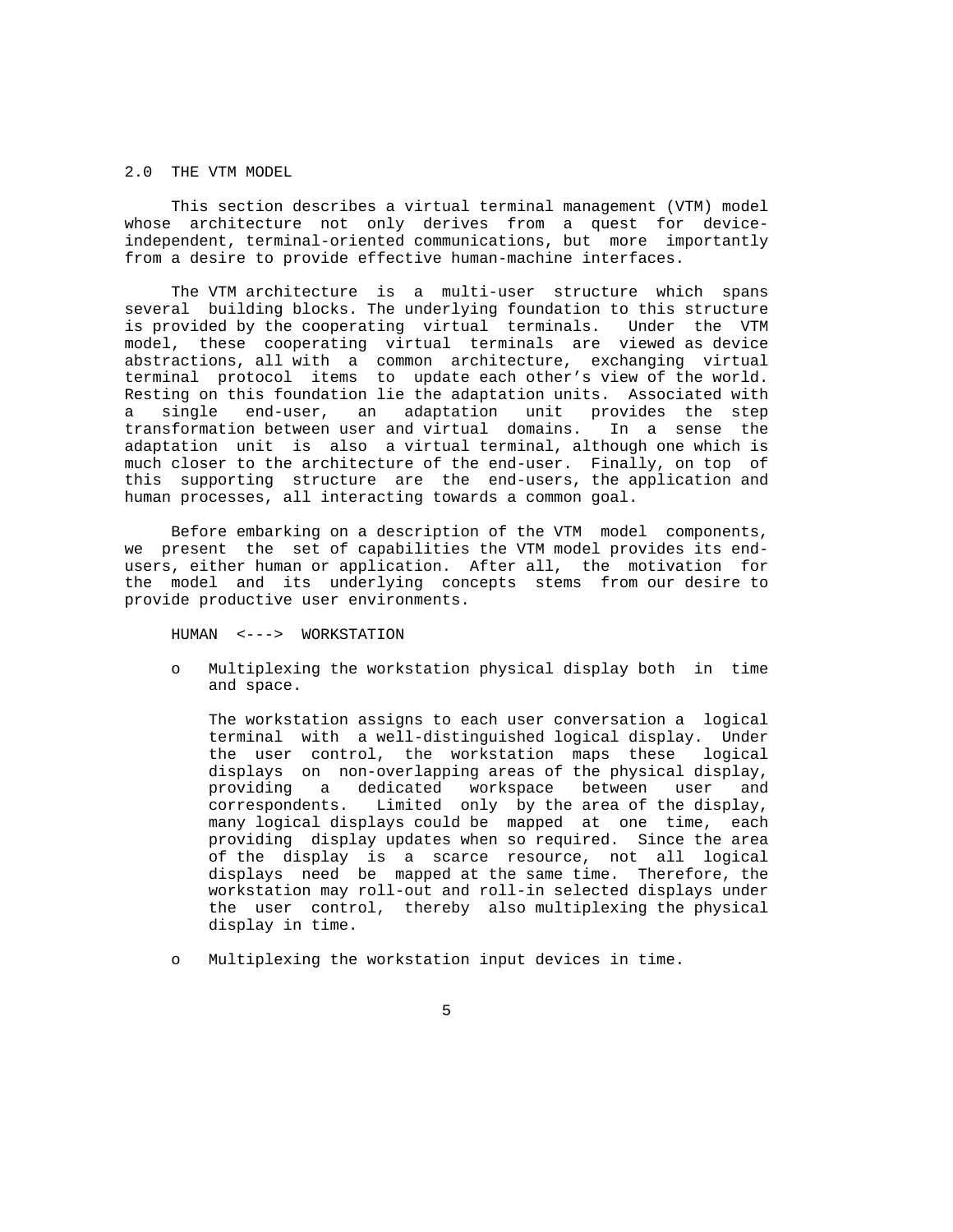## 2.0 THE VTM MODEL

This section describes a virtual terminal management (VTM) model whose architecture not only derives from a quest for device-independent, terminal-oriented communications, but more importantly from a desire to provide effective human-machine interfaces.

The VTM architecture is a multi-user structure which spans several building blocks. The underlying foundation to this structure is provided by the cooperating virtual terminals. Under the VTM model, these cooperating virtual terminals are viewed as device abstractions, all with a common architecture, exchanging virtual terminal protocol items to update each other's view of the world. Resting on this foundation lie the adaptation units. Associated with a single end-user, an adaptation unit provides the step transformation between user and virtual domains. In a sense the adaptation unit is also a virtual terminal, although one which is much closer to the architecture of the end-user. Finally, on top of this supporting structure are the end-users, the application and human processes, all interacting towards a common goal.

Before embarking on a description of the VTM model components, we present the set of capabilities the VTM model provides its end-users, either human or application. After all, the motivation for the model and its underlying concepts stems from our desire to provide productive user environments.

HUMAN <---> WORKSTATION

- Multiplexing the workstation physical display both in time and space.

  The workstation assigns to each user conversation a logical terminal with a well-distinguished logical display. Under the user control, the workstation maps these logical displays on non-overlapping areas of the physical display, providing a dedicated workspace between user and correspondents. Limited only by the area of the display, many logical displays could be mapped at one time, each providing display updates when so required. Since the area of the display is a scarce resource, not all logical displays need be mapped at the same time. Therefore, the workstation may roll-out and roll-in selected displays under the user control, thereby also multiplexing the physical display in time.

- Multiplexing the workstation input devices in time.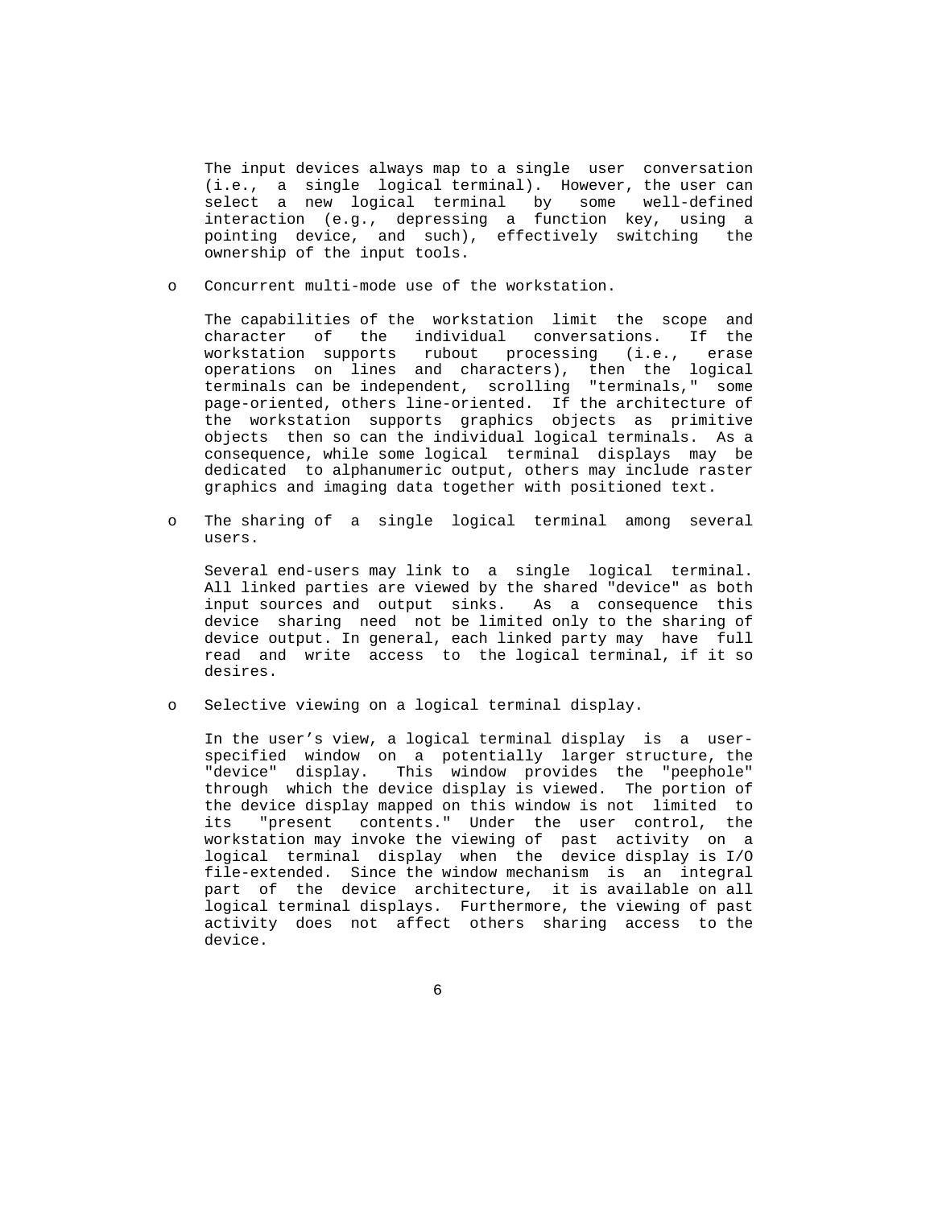The input devices always map to a single user conversation (i.e., a single logical terminal). However, the user can select a new logical terminal by some well-defined interaction (e.g., depressing a function key, using a pointing device, and such), effectively switching the ownership of the input tools.

- Concurrent multi-mode use of the workstation.

  The capabilities of the workstation limit the scope and character of the individual conversations. If the workstation supports rubout processing (i.e., erase operations on lines and characters), then the logical terminals can be independent, scrolling "terminals," some page-oriented, others line-oriented. If the architecture of the workstation supports graphics objects as primitive objects then so can the individual logical terminals. As a consequence, while some logical terminal displays may be dedicated to alphanumeric output, others may include raster graphics and imaging data together with positioned text.

- The sharing of a single logical terminal among several users.

  Several end-users may link to a single logical terminal. All linked parties are viewed by the shared "device" as both input sources and output sinks. As a consequence this device sharing need not be limited only to the sharing of device output. In general, each linked party may have full read and write access to the logical terminal, if it so desires.

- Selective viewing on a logical terminal display.

  In the user's view, a logical terminal display is a user-specified window on a potentially larger structure, the "device" display. This window provides the "peephole" through which the device display is viewed. The portion of the device display mapped on this window is not limited to its "present contents." Under the user control, the workstation may invoke the viewing of past activity on a logical terminal display when the device display is I/O file-extended. Since the window mechanism is an integral part of the device architecture, it is available on all logical terminal displays. Furthermore, the viewing of past activity does not affect others sharing access to the device.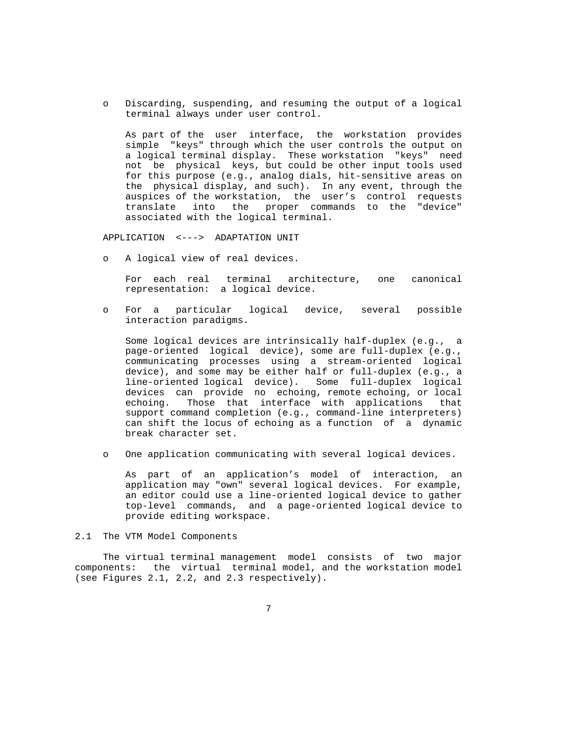- Discarding, suspending, and resuming the output of a logical terminal always under user control.

  As part of the user interface, the workstation provides simple "keys" through which the user controls the output on a logical terminal display. These workstation "keys" need not be physical keys, but could be other input tools used for this purpose (e.g., analog dials, hit-sensitive areas on the physical display, and such). In any event, through the auspices of the workstation, the user's control requests translate into the proper commands to the "device" associated with the logical terminal.

APPLICATION <---> ADAPTATION UNIT

- A logical view of real devices.

  For each real terminal architecture, one canonical representation: a logical device.

- For a particular logical device, several possible interaction paradigms.

  Some logical devices are intrinsically half-duplex (e.g., a page-oriented logical device), some are full-duplex (e.g., communicating processes using a stream-oriented logical device), and some may be either half or full-duplex (e.g., a line-oriented logical device). Some full-duplex logical devices can provide no echoing, remote echoing, or local echoing. Those that interface with applications that support command completion (e.g., command-line interpreters) can shift the locus of echoing as a function of a dynamic break character set.

- One application communicating with several logical devices.

  As part of an application's model of interaction, an application may "own" several logical devices. For example, an editor could use a line-oriented logical device to gather top-level commands, and a page-oriented logical device to provide editing workspace.

## 2.1 The VTM Model Components

The virtual terminal management model consists of two major components: the virtual terminal model, and the workstation model (see Figures 2.1, 2.2, and 2.3 respectively).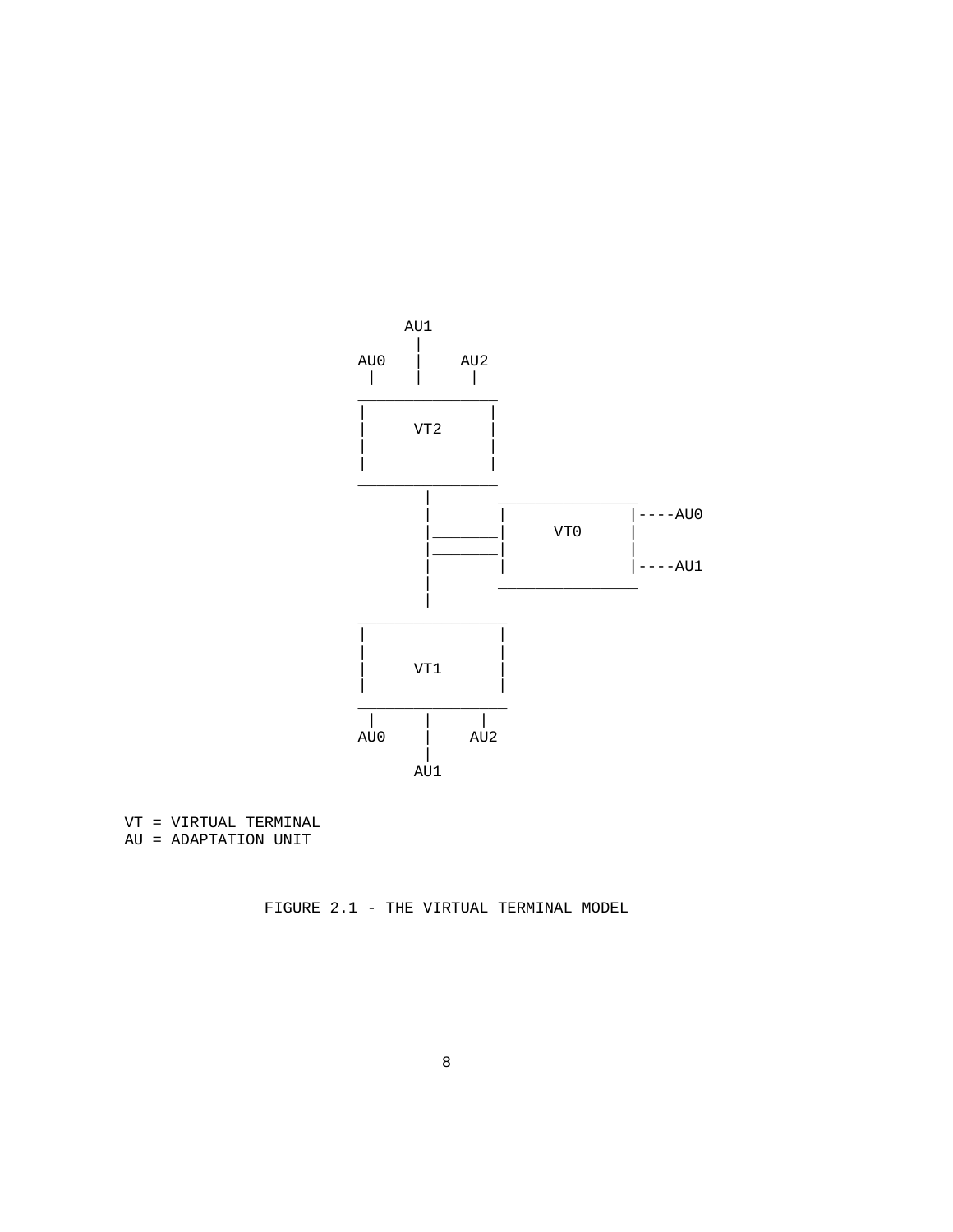```
          AU1
           |
    AU0    |     AU2
     |     |      |
   _______________
   |             |
   |     VT2     |
   |             |
   |             |
   _______________
           |         _______________
           |         |             |----AU0
           |_________|     VT0     |
           |_________|             |
           |         |             |----AU1
           |         _______________
           |
   ________________
   |              |
   |              |
   |     VT1      |
   |              |
   ________________
    |      |      |
   AU0     |     AU2
           |
          AU1
```

VT = VIRTUAL TERMINAL
AU = ADAPTATION UNIT

FIGURE 2.1 - THE VIRTUAL TERMINAL MODEL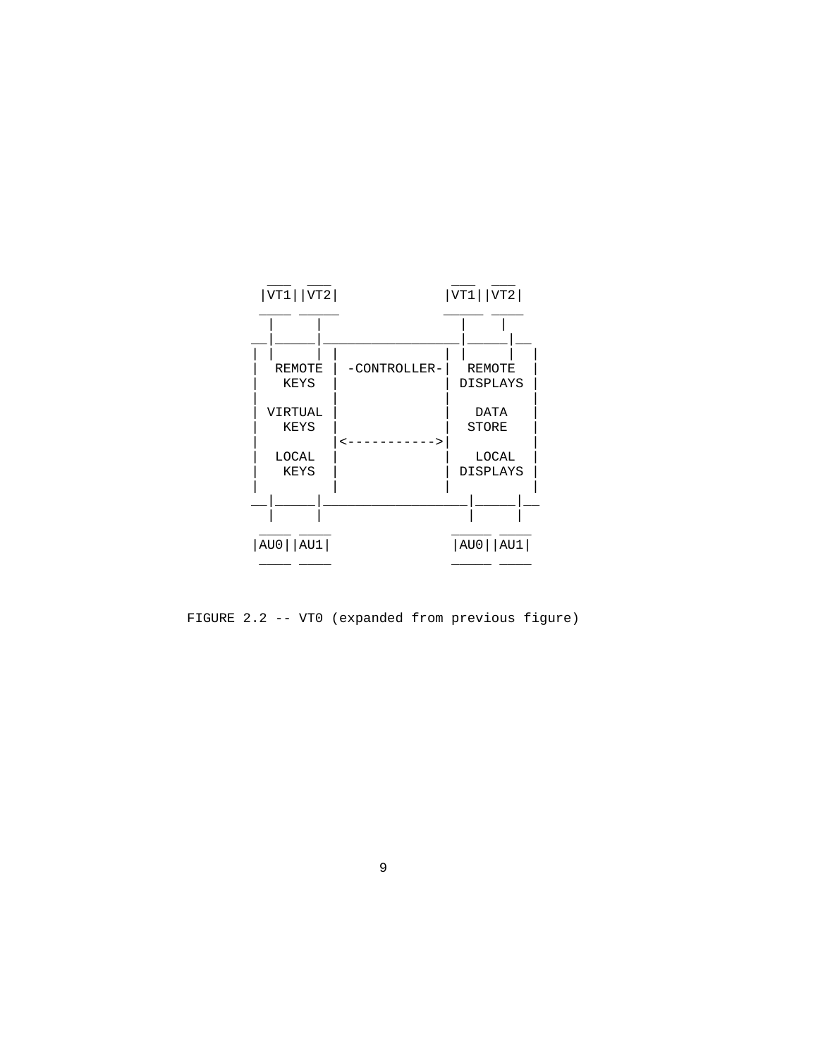```
     ___  ___              ___  ___
    |VT1||VT2|            |VT1||VT2|
    ____ _____            _____ ____
     |     |                |    |
   __|_____|________________|____|__
  | |      | |            | |     | |
  |  REMOTE | -CONTROLLER-|  REMOTE  |
  |   KEYS  |             | DISPLAYS |
  |         |             |          |
  | VIRTUAL |             |   DATA   |
  |   KEYS  |             |  STORE   |
  |         |<----------->|          |
  |  LOCAL  |             |   LOCAL  |
  |   KEYS  |             | DISPLAYS |
  |         |             |          |
  __|_____|________________|_____|__
    |     |                 |     |
    ____ ____             _____ ____
   |AU0||AU1|             |AU0||AU1|
    ____ ____             _____ ____
```

FIGURE 2.2 -- VT0 (expanded from previous figure)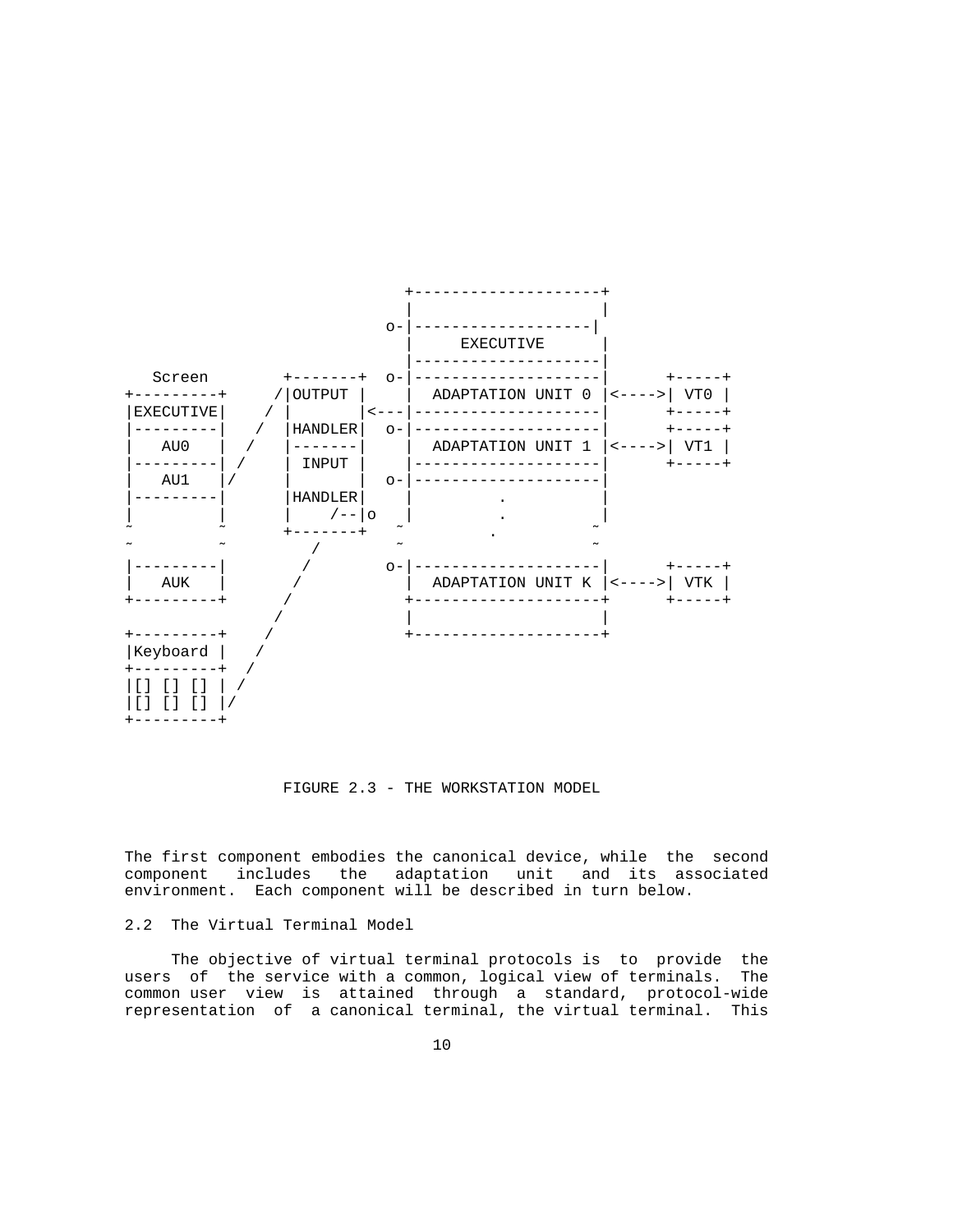```
                                  +--------------------+
                                  |                    |
                                o-|-------------------|
                                  |     EXECUTIVE      |
                                  |--------------------|
   Screen        +-------+  o-|--------------------|      +-----+
+---------+     /|OUTPUT |    |  ADAPTATION UNIT 0 |<---->| VT0 |
|EXECUTIVE|    / |       |<---|--------------------|      +-----+
|---------|   /  |HANDLER|  o-|--------------------|      +-----+
|   AU0   |  /   |-------|    |  ADAPTATION UNIT 1 |<---->| VT1 |
|---------| /    | INPUT |    |--------------------|      +-----+
|   AU1   |/     |       |  o-|--------------------|
|---------|      |HANDLER|    |         .          |
|         |      |    /--|o   |         .          |
~         ~      +-------+   ~         .          ~
~         ~         /        ~                    ~
|---------|        /        o-|--------------------|      +-----+
|   AUK   |       /           |  ADAPTATION UNIT K |<---->| VTK |
+---------+      /            +--------------------+      +-----+
                /             |                    |
+---------+    /              +--------------------+
|Keyboard |   /
+---------+  /
|[] [] [] | /
|[] [] [] |/
+---------+
```

FIGURE 2.3 - THE WORKSTATION MODEL

The first component embodies the canonical device, while the second component includes the adaptation unit and its associated environment. Each component will be described in turn below.

## 2.2 The Virtual Terminal Model

The objective of virtual terminal protocols is to provide the users of the service with a common, logical view of terminals. The common user view is attained through a standard, protocol-wide representation of a canonical terminal, the virtual terminal. This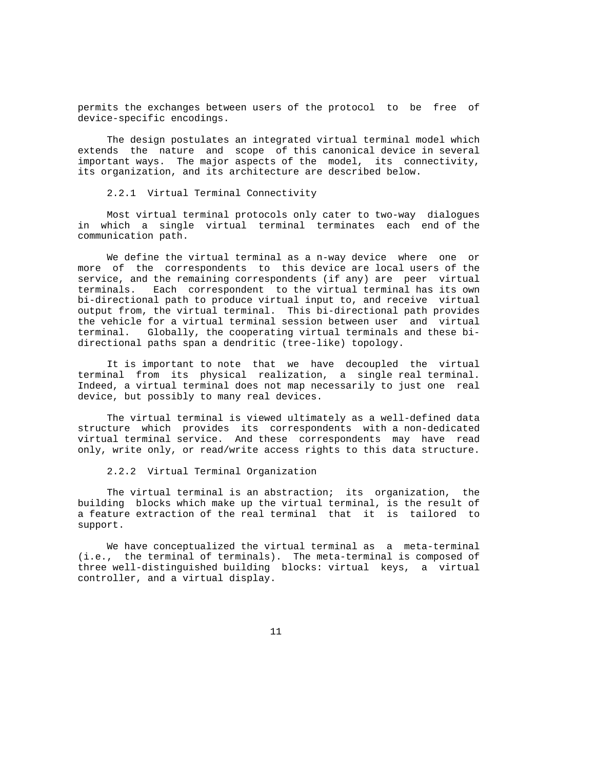permits the exchanges between users of the protocol to be free of device-specific encodings.

The design postulates an integrated virtual terminal model which extends the nature and scope of this canonical device in several important ways. The major aspects of the model, its connectivity, its organization, and its architecture are described below.

### 2.2.1 Virtual Terminal Connectivity

Most virtual terminal protocols only cater to two-way dialogues in which a single virtual terminal terminates each end of the communication path.

We define the virtual terminal as a n-way device where one or more of the correspondents to this device are local users of the service, and the remaining correspondents (if any) are peer virtual terminals. Each correspondent to the virtual terminal has its own bi-directional path to produce virtual input to, and receive virtual output from, the virtual terminal. This bi-directional path provides the vehicle for a virtual terminal session between user and virtual terminal. Globally, the cooperating virtual terminals and these bi-directional paths span a dendritic (tree-like) topology.

It is important to note that we have decoupled the virtual terminal from its physical realization, a single real terminal. Indeed, a virtual terminal does not map necessarily to just one real device, but possibly to many real devices.

The virtual terminal is viewed ultimately as a well-defined data structure which provides its correspondents with a non-dedicated virtual terminal service. And these correspondents may have read only, write only, or read/write access rights to this data structure.

### 2.2.2 Virtual Terminal Organization

The virtual terminal is an abstraction; its organization, the building blocks which make up the virtual terminal, is the result of a feature extraction of the real terminal that it is tailored to support.

We have conceptualized the virtual terminal as a meta-terminal (i.e., the terminal of terminals). The meta-terminal is composed of three well-distinguished building blocks: virtual keys, a virtual controller, and a virtual display.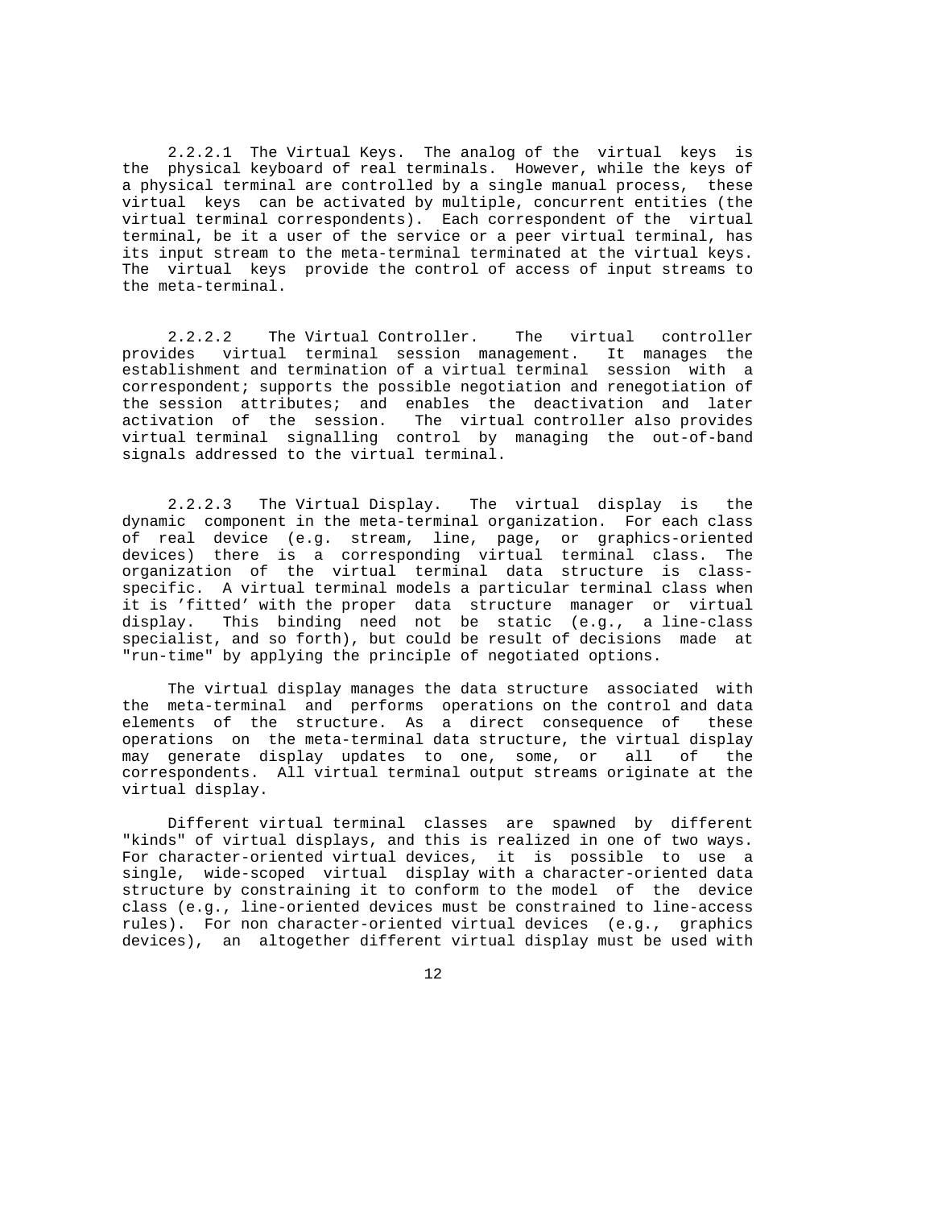2.2.2.1 The Virtual Keys. The analog of the virtual keys is the physical keyboard of real terminals. However, while the keys of a physical terminal are controlled by a single manual process, these virtual keys can be activated by multiple, concurrent entities (the virtual terminal correspondents). Each correspondent of the virtual terminal, be it a user of the service or a peer virtual terminal, has its input stream to the meta-terminal terminated at the virtual keys. The virtual keys provide the control of access of input streams to the meta-terminal.

2.2.2.2 The Virtual Controller. The virtual controller provides virtual terminal session management. It manages the establishment and termination of a virtual terminal session with a correspondent; supports the possible negotiation and renegotiation of the session attributes; and enables the deactivation and later activation of the session. The virtual controller also provides virtual terminal signalling control by managing the out-of-band signals addressed to the virtual terminal.

2.2.2.3 The Virtual Display. The virtual display is the dynamic component in the meta-terminal organization. For each class of real device (e.g. stream, line, page, or graphics-oriented devices) there is a corresponding virtual terminal class. The organization of the virtual terminal data structure is class-specific. A virtual terminal models a particular terminal class when it is 'fitted' with the proper data structure manager or virtual display. This binding need not be static (e.g., a line-class specialist, and so forth), but could be result of decisions made at "run-time" by applying the principle of negotiated options.

The virtual display manages the data structure associated with the meta-terminal and performs operations on the control and data elements of the structure. As a direct consequence of these operations on the meta-terminal data structure, the virtual display may generate display updates to one, some, or all of the correspondents. All virtual terminal output streams originate at the virtual display.

Different virtual terminal classes are spawned by different "kinds" of virtual displays, and this is realized in one of two ways. For character-oriented virtual devices, it is possible to use a single, wide-scoped virtual display with a character-oriented data structure by constraining it to conform to the model of the device class (e.g., line-oriented devices must be constrained to line-access rules). For non character-oriented virtual devices (e.g., graphics devices), an altogether different virtual display must be used with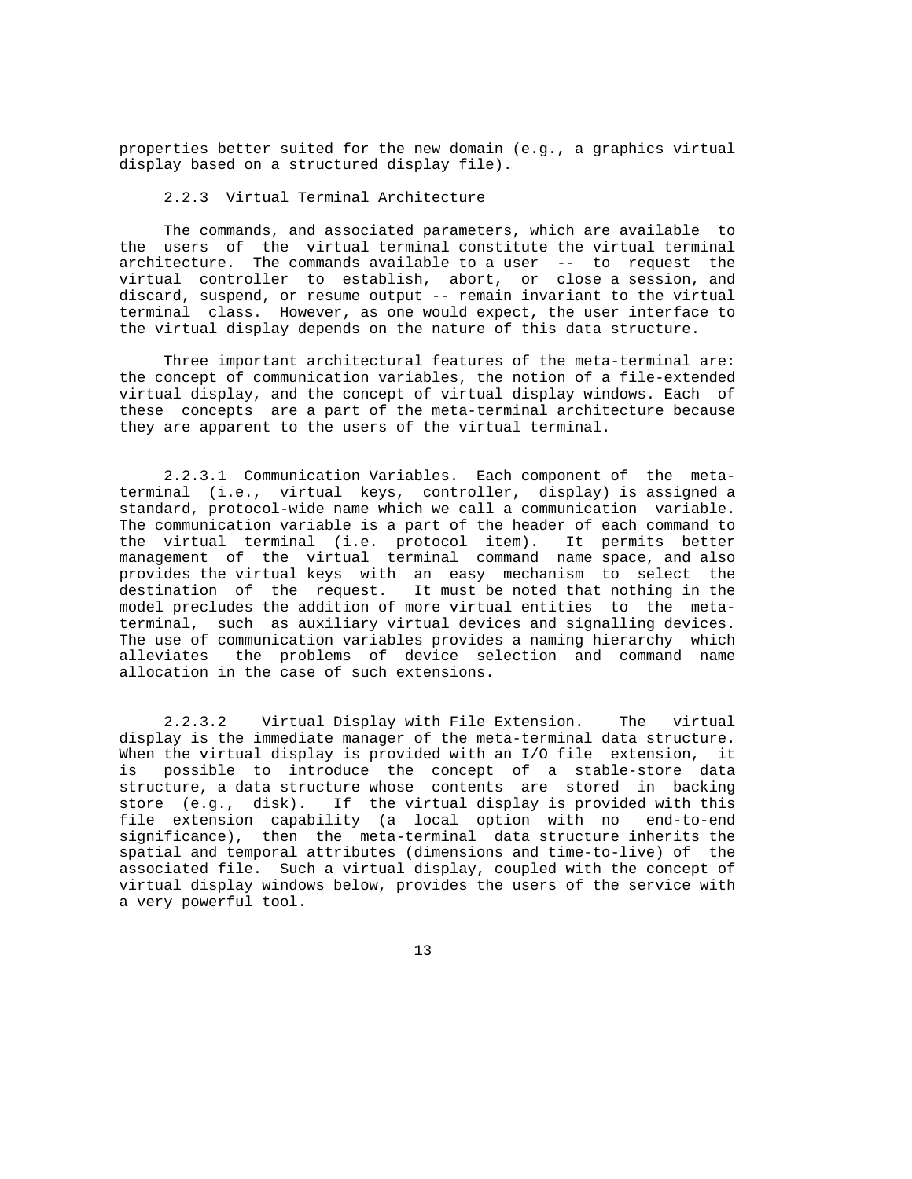properties better suited for the new domain (e.g., a graphics virtual display based on a structured display file).

### 2.2.3 Virtual Terminal Architecture

The commands, and associated parameters, which are available to the users of the virtual terminal constitute the virtual terminal architecture. The commands available to a user -- to request the virtual controller to establish, abort, or close a session, and discard, suspend, or resume output -- remain invariant to the virtual terminal class. However, as one would expect, the user interface to the virtual display depends on the nature of this data structure.

Three important architectural features of the meta-terminal are: the concept of communication variables, the notion of a file-extended virtual display, and the concept of virtual display windows. Each of these concepts are a part of the meta-terminal architecture because they are apparent to the users of the virtual terminal.

#### 2.2.3.1 Communication Variables.

Each component of the meta-terminal (i.e., virtual keys, controller, display) is assigned a standard, protocol-wide name which we call a communication variable. The communication variable is a part of the header of each command to the virtual terminal (i.e. protocol item). It permits better management of the virtual terminal command name space, and also provides the virtual keys with an easy mechanism to select the destination of the request. It must be noted that nothing in the model precludes the addition of more virtual entities to the meta-terminal, such as auxiliary virtual devices and signalling devices. The use of communication variables provides a naming hierarchy which alleviates the problems of device selection and command name allocation in the case of such extensions.

#### 2.2.3.2 Virtual Display with File Extension.

The virtual display is the immediate manager of the meta-terminal data structure. When the virtual display is provided with an I/O file extension, it is possible to introduce the concept of a stable-store data structure, a data structure whose contents are stored in backing store (e.g., disk). If the virtual display is provided with this file extension capability (a local option with no end-to-end significance), then the meta-terminal data structure inherits the spatial and temporal attributes (dimensions and time-to-live) of the associated file. Such a virtual display, coupled with the concept of virtual display windows below, provides the users of the service with a very powerful tool.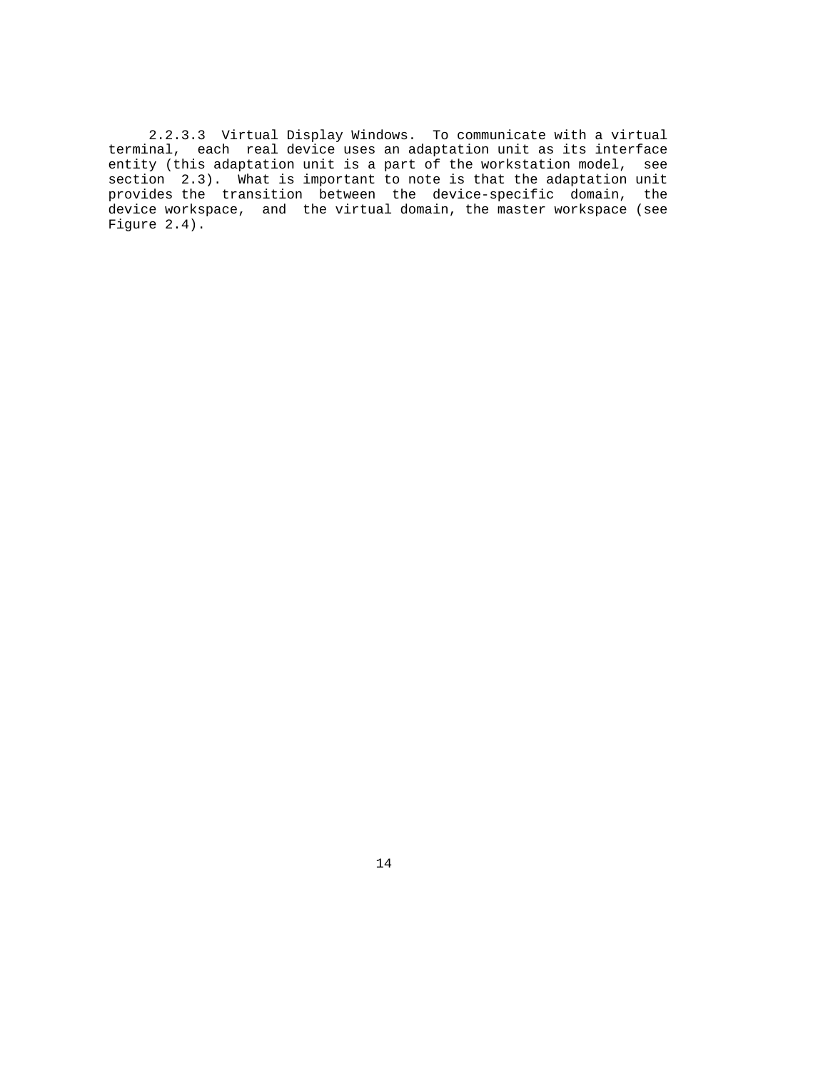2.2.3.3 Virtual Display Windows. To communicate with a virtual terminal, each real device uses an adaptation unit as its interface entity (this adaptation unit is a part of the workstation model, see section 2.3). What is important to note is that the adaptation unit provides the transition between the device-specific domain, the device workspace, and the virtual domain, the master workspace (see Figure 2.4).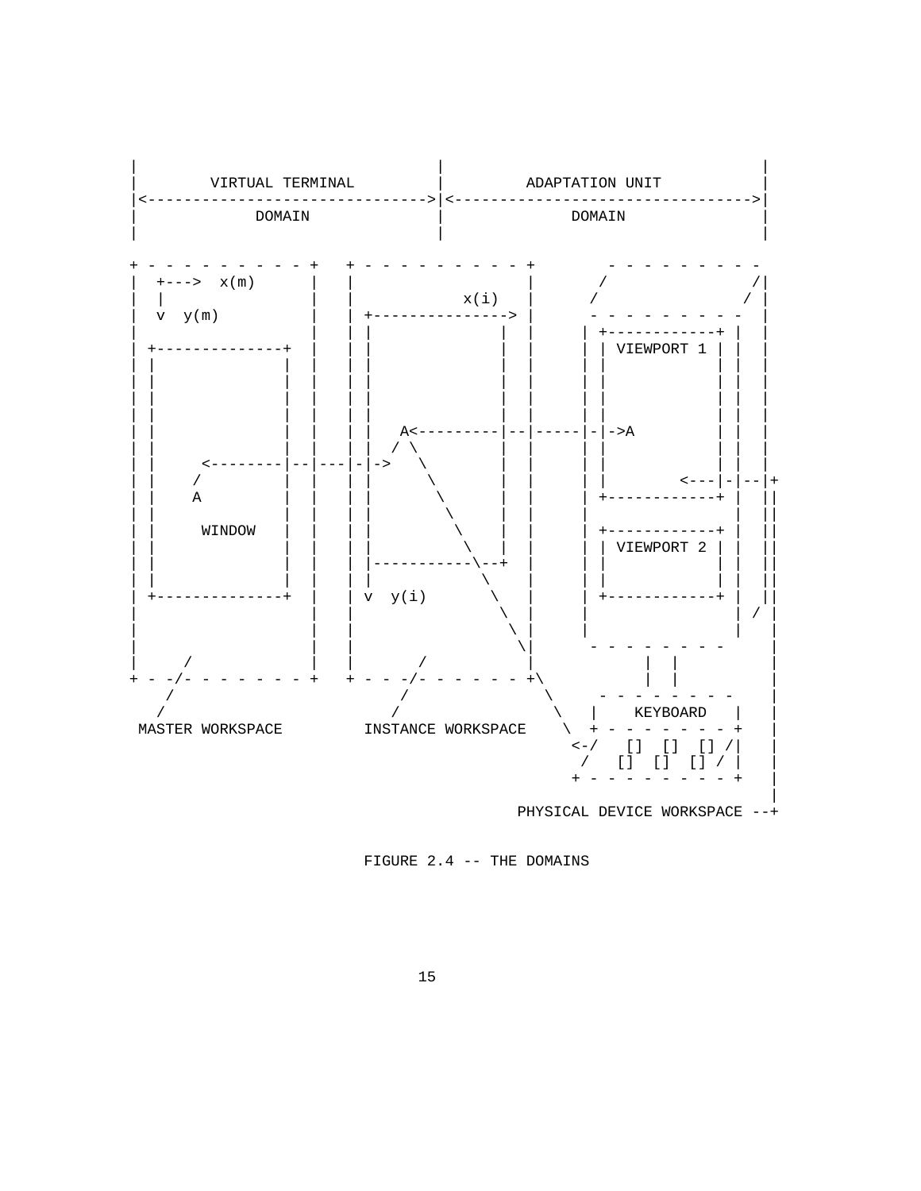```
|                                 |                                  |
|        VIRTUAL TERMINAL         |         ADAPTATION UNIT          |
|<------------------------------->|<-------------------------------->|
|             DOMAIN              |              DOMAIN              |
|                                 |                                  |

+ - - - - - - - - - - +   + - - - - - - - - - - +        - - - - - - - - -
|  +--->  x(m)        |   |                     |       /               /|
|  |                  |   |            x(i)     |      /               / |
|  v  y(m)            |   | +---------------->  |     - - - - - - - - -  |
|                     |   | |               |   |     | +------------+ | |
| +--------------+    |   | |               |   |     | | VIEWPORT 1 | | |
| |              |    |   | |               |   |     | |            | | |
| |              |    |   | |               |   |     | |            | | |
| |              |    |   | |               |   |     | |            | | |
| |              |    |   | |   A<----------|--|-----|-|->A          | | |
| |              |    |   | |  / \          |   |     | |            | | |
| |     <--------|--|---|-|->   \          |   |     | |            | | |
| |    /         |    |   | |       \       |   |     | |      <---|-|--|+
| |    A         |    |   | |        \      |   |     | +------------+ | ||
| |              |    |   | |         \     |   |     |                | ||
| |    WINDOW    |    |   | |          \    |   |     | +------------+ | ||
| |              |    |   | |           \   |   |     | | VIEWPORT 2 | | ||
| |              |    |   | |------------\--+   |     | |            | | ||
| |              |    |   | |             \     |     | |            | | ||
| +--------------+    |   | v  y(i)        \    |     | +------------+ | ||
|                     |   |                 \   |     |                | /|
|                     |   |                  \  |     |                |  |
|                     |   |                   \ |      - - - - - - - -    |
|     /               |   |       /            \|           | |           |
+ - -/- - - - - - - - +   + - - -/- - - - - - - +\          | |           |
    /                           /                 \      - - - - - - -    |
   /                           /                   \   |   KEYBOARD   |   |
 MASTER WORKSPACE        INSTANCE WORKSPACE         \  + - - - - - - - +  |
                                                    <-/   []  []  [] /|   |
                                                     /   []  []  [] / |   |
                                                    + - - - - - - - - +   |
                                                                          |
                                             PHYSICAL DEVICE WORKSPACE --+
```

FIGURE 2.4 -- THE DOMAINS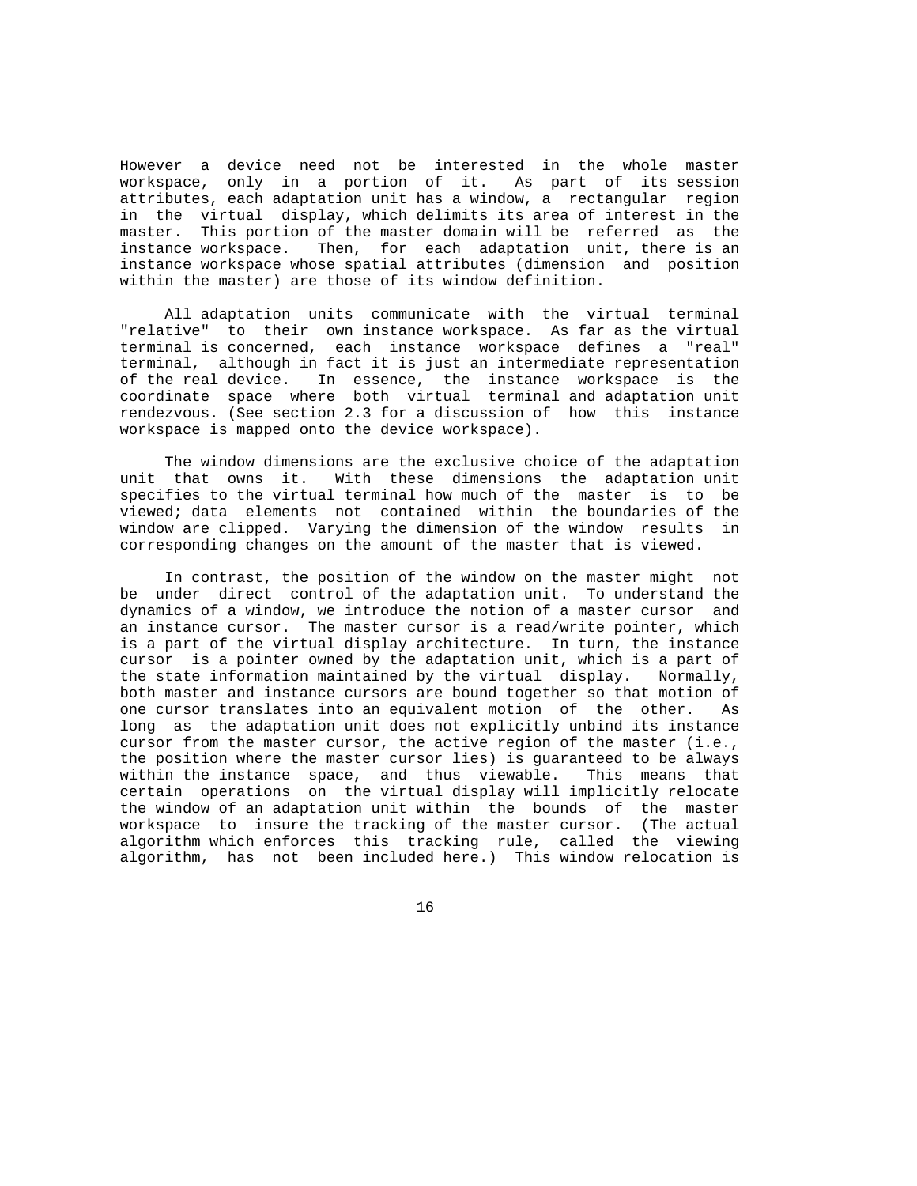However a device need not be interested in the whole master workspace, only in a portion of it. As part of its session attributes, each adaptation unit has a window, a rectangular region in the virtual display, which delimits its area of interest in the master. This portion of the master domain will be referred as the instance workspace. Then, for each adaptation unit, there is an instance workspace whose spatial attributes (dimension and position within the master) are those of its window definition.

All adaptation units communicate with the virtual terminal "relative" to their own instance workspace. As far as the virtual terminal is concerned, each instance workspace defines a "real" terminal, although in fact it is just an intermediate representation of the real device. In essence, the instance workspace is the coordinate space where both virtual terminal and adaptation unit rendezvous. (See section 2.3 for a discussion of how this instance workspace is mapped onto the device workspace).

The window dimensions are the exclusive choice of the adaptation unit that owns it. With these dimensions the adaptation unit specifies to the virtual terminal how much of the master is to be viewed; data elements not contained within the boundaries of the window are clipped. Varying the dimension of the window results in corresponding changes on the amount of the master that is viewed.

In contrast, the position of the window on the master might not be under direct control of the adaptation unit. To understand the dynamics of a window, we introduce the notion of a master cursor and an instance cursor. The master cursor is a read/write pointer, which is a part of the virtual display architecture. In turn, the instance cursor is a pointer owned by the adaptation unit, which is a part of the state information maintained by the virtual display. Normally, both master and instance cursors are bound together so that motion of one cursor translates into an equivalent motion of the other. As long as the adaptation unit does not explicitly unbind its instance cursor from the master cursor, the active region of the master (i.e., the position where the master cursor lies) is guaranteed to be always within the instance space, and thus viewable. This means that certain operations on the virtual display will implicitly relocate the window of an adaptation unit within the bounds of the master workspace to insure the tracking of the master cursor. (The actual algorithm which enforces this tracking rule, called the viewing algorithm, has not been included here.) This window relocation is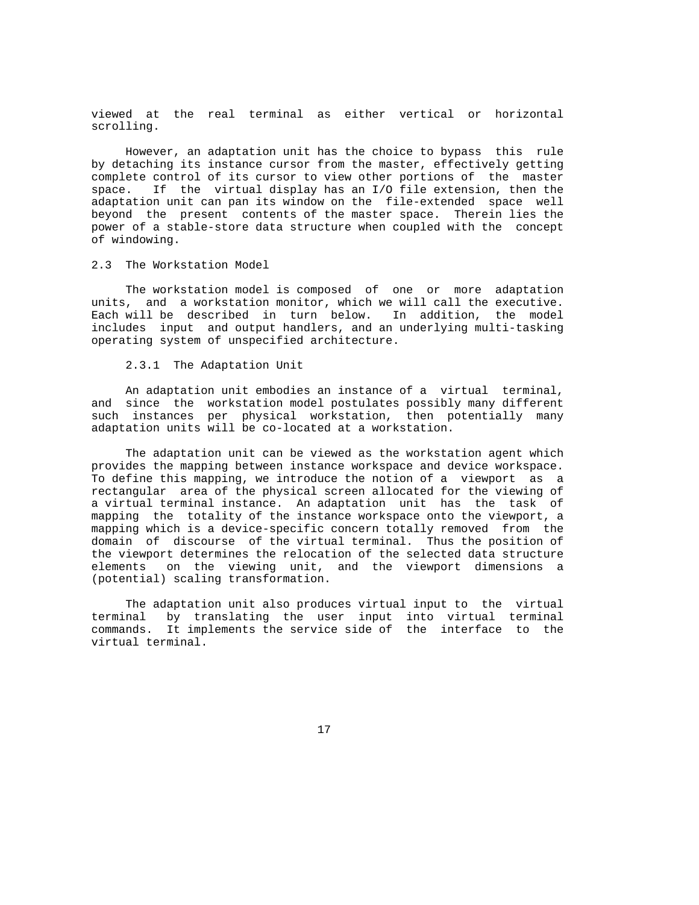viewed at the real terminal as either vertical or horizontal scrolling.

However, an adaptation unit has the choice to bypass this rule by detaching its instance cursor from the master, effectively getting complete control of its cursor to view other portions of the master space. If the virtual display has an I/O file extension, then the adaptation unit can pan its window on the file-extended space well beyond the present contents of the master space. Therein lies the power of a stable-store data structure when coupled with the concept of windowing.

## 2.3 The Workstation Model

The workstation model is composed of one or more adaptation units, and a workstation monitor, which we will call the executive. Each will be described in turn below. In addition, the model includes input and output handlers, and an underlying multi-tasking operating system of unspecified architecture.

### 2.3.1 The Adaptation Unit

An adaptation unit embodies an instance of a virtual terminal, and since the workstation model postulates possibly many different such instances per physical workstation, then potentially many adaptation units will be co-located at a workstation.

The adaptation unit can be viewed as the workstation agent which provides the mapping between instance workspace and device workspace. To define this mapping, we introduce the notion of a viewport as a rectangular area of the physical screen allocated for the viewing of a virtual terminal instance. An adaptation unit has the task of mapping the totality of the instance workspace onto the viewport, a mapping which is a device-specific concern totally removed from the domain of discourse of the virtual terminal. Thus the position of the viewport determines the relocation of the selected data structure elements on the viewing unit, and the viewport dimensions a (potential) scaling transformation.

The adaptation unit also produces virtual input to the virtual terminal by translating the user input into virtual terminal commands. It implements the service side of the interface to the virtual terminal.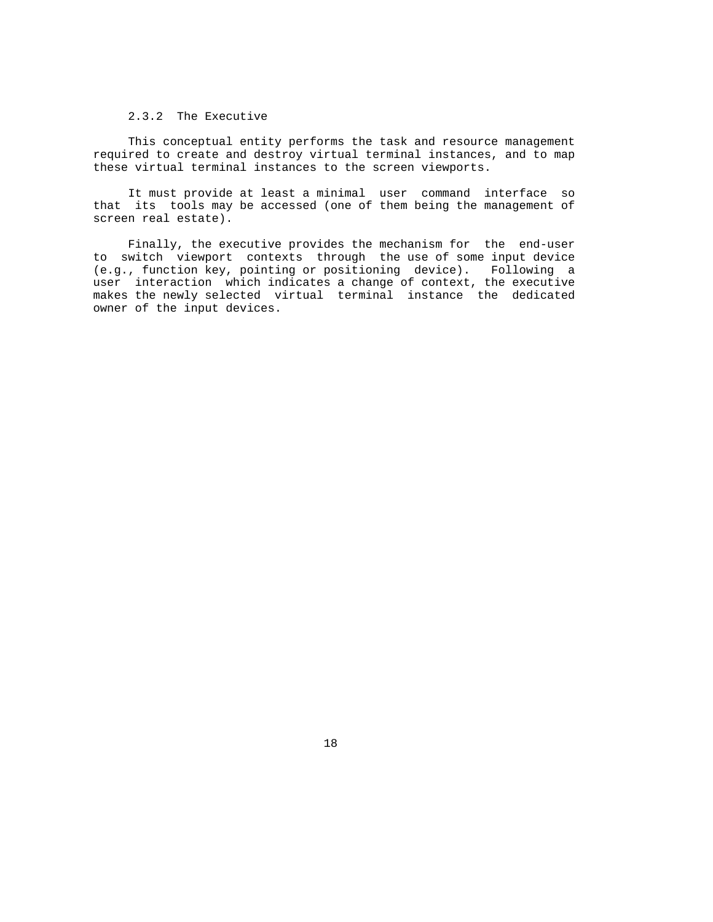### 2.3.2 The Executive

This conceptual entity performs the task and resource management required to create and destroy virtual terminal instances, and to map these virtual terminal instances to the screen viewports.

It must provide at least a minimal user command interface so that its tools may be accessed (one of them being the management of screen real estate).

Finally, the executive provides the mechanism for the end-user to switch viewport contexts through the use of some input device (e.g., function key, pointing or positioning device). Following a user interaction which indicates a change of context, the executive makes the newly selected virtual terminal instance the dedicated owner of the input devices.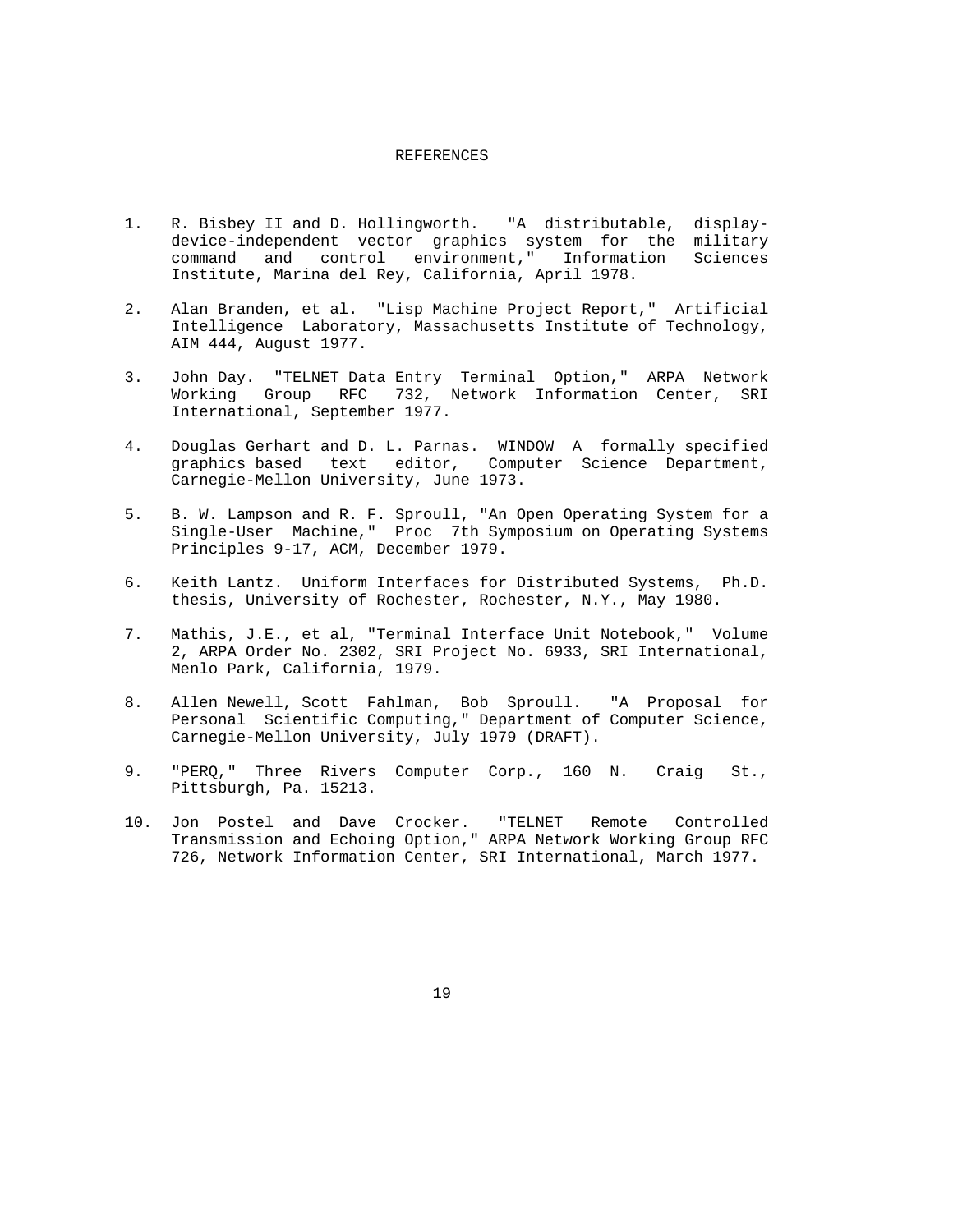# REFERENCES

1. R. Bisbey II and D. Hollingworth. "A distributable, display-device-independent vector graphics system for the military command and control environment," Information Sciences Institute, Marina del Rey, California, April 1978.

2. Alan Branden, et al. "Lisp Machine Project Report," Artificial Intelligence Laboratory, Massachusetts Institute of Technology, AIM 444, August 1977.

3. John Day. "TELNET Data Entry Terminal Option," ARPA Network Working Group RFC 732, Network Information Center, SRI International, September 1977.

4. Douglas Gerhart and D. L. Parnas. WINDOW A formally specified graphics based text editor, Computer Science Department, Carnegie-Mellon University, June 1973.

5. B. W. Lampson and R. F. Sproull, "An Open Operating System for a Single-User Machine," Proc 7th Symposium on Operating Systems Principles 9-17, ACM, December 1979.

6. Keith Lantz. Uniform Interfaces for Distributed Systems, Ph.D. thesis, University of Rochester, Rochester, N.Y., May 1980.

7. Mathis, J.E., et al, "Terminal Interface Unit Notebook," Volume 2, ARPA Order No. 2302, SRI Project No. 6933, SRI International, Menlo Park, California, 1979.

8. Allen Newell, Scott Fahlman, Bob Sproull. "A Proposal for Personal Scientific Computing," Department of Computer Science, Carnegie-Mellon University, July 1979 (DRAFT).

9. "PERQ," Three Rivers Computer Corp., 160 N. Craig St., Pittsburgh, Pa. 15213.

10. Jon Postel and Dave Crocker. "TELNET Remote Controlled Transmission and Echoing Option," ARPA Network Working Group RFC 726, Network Information Center, SRI International, March 1977.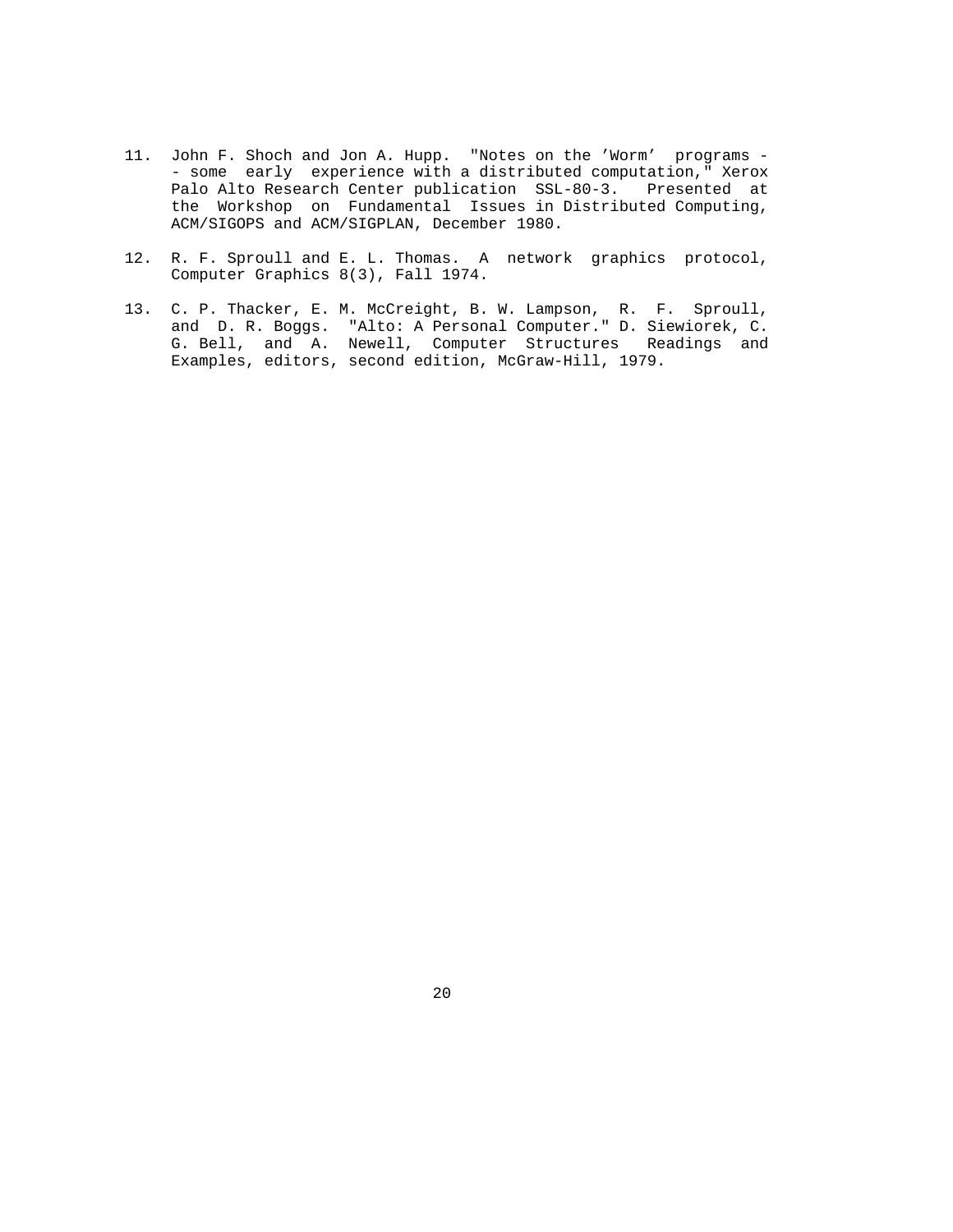11. John F. Shoch and Jon A. Hupp. "Notes on the 'Worm' programs -- some early experience with a distributed computation," Xerox Palo Alto Research Center publication SSL-80-3. Presented at the Workshop on Fundamental Issues in Distributed Computing, ACM/SIGOPS and ACM/SIGPLAN, December 1980.

12. R. F. Sproull and E. L. Thomas. A network graphics protocol, Computer Graphics 8(3), Fall 1974.

13. C. P. Thacker, E. M. McCreight, B. W. Lampson, R. F. Sproull, and D. R. Boggs. "Alto: A Personal Computer." D. Siewiorek, C. G. Bell, and A. Newell, Computer Structures Readings and Examples, editors, second edition, McGraw-Hill, 1979.